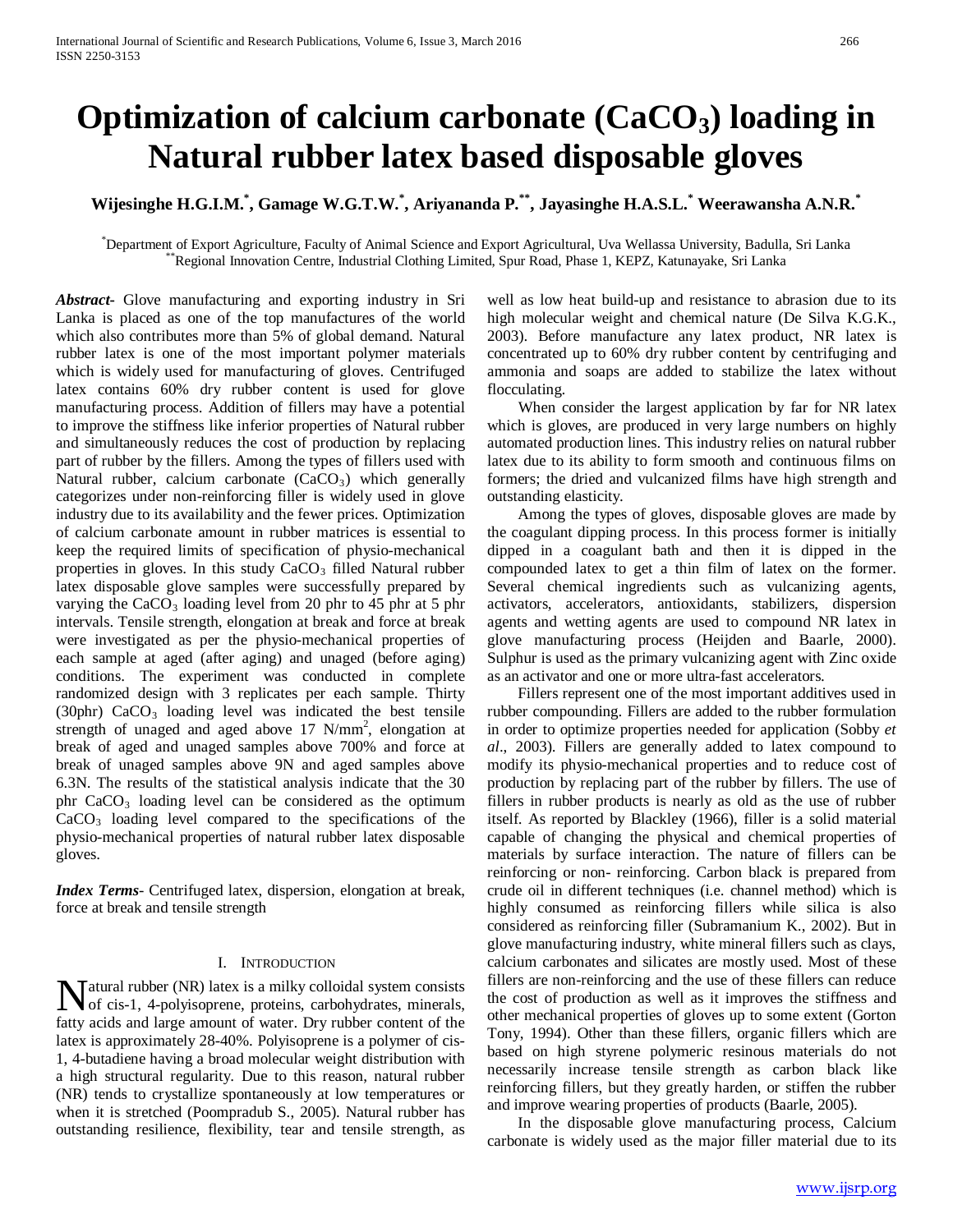# Optimization of calcium carbonate ($CaCO_3$) loading in Natural rubber latex based disposable gloves

**Wijesinghe H.G.I.M.[*], Gamage W.G.T.W.[*], Ariyananda P.[**], Jayasinghe H.A.S.L.[*] Weerawansha A.N.R.[*]**

[*]Department of Export Agriculture, Faculty of Animal Science and Export Agricultural, Uva Wellassa University, Badulla, Sri Lanka
[**]Regional Innovation Centre, Industrial Clothing Limited, Spur Road, Phase 1, KEPZ, Katunayake, Sri Lanka

***Abstract-*** Glove manufacturing and exporting industry in Sri Lanka is placed as one of the top manufactures of the world which also contributes more than 5% of global demand. Natural rubber latex is one of the most important polymer materials which is widely used for manufacturing of gloves. Centrifuged latex contains 60% dry rubber content is used for glove manufacturing process. Addition of fillers may have a potential to improve the stiffness like inferior properties of Natural rubber and simultaneously reduces the cost of production by replacing part of rubber by the fillers. Among the types of fillers used with Natural rubber, calcium carbonate ($CaCO_3$) which generally categorizes under non-reinforcing filler is widely used in glove industry due to its availability and the fewer prices. Optimization of calcium carbonate amount in rubber matrices is essential to keep the required limits of specification of physio-mechanical properties in gloves. In this study $CaCO_3$ filled Natural rubber latex disposable glove samples were successfully prepared by varying the $CaCO_3$ loading level from 20 phr to 45 phr at 5 phr intervals. Tensile strength, elongation at break and force at break were investigated as per the physio-mechanical properties of each sample at aged (after aging) and unaged (before aging) conditions. The experiment was conducted in complete randomized design with 3 replicates per each sample. Thirty (30phr) $CaCO_3$ loading level was indicated the best tensile strength of unaged and aged above 17 $N/mm^2$, elongation at break of aged and unaged samples above 700% and force at break of unaged samples above 9N and aged samples above 6.3N. The results of the statistical analysis indicate that the 30 phr $CaCO_3$ loading level can be considered as the optimum $CaCO_3$ loading level compared to the specifications of the physio-mechanical properties of natural rubber latex disposable gloves.

***Index Terms-*** Centrifuged latex, dispersion, elongation at break, force at break and tensile strength

## I. Introduction

Natural rubber (NR) latex is a milky colloidal system consists of cis-1, 4-polyisoprene, proteins, carbohydrates, minerals, fatty acids and large amount of water. Dry rubber content of the latex is approximately 28-40%. Polyisoprene is a polymer of cis-1, 4-butadiene having a broad molecular weight distribution with a high structural regularity. Due to this reason, natural rubber (NR) tends to crystallize spontaneously at low temperatures or when it is stretched (Poompradub S., 2005). Natural rubber has outstanding resilience, flexibility, tear and tensile strength, as well as low heat build-up and resistance to abrasion due to its high molecular weight and chemical nature (De Silva K.G.K., 2003). Before manufacture any latex product, NR latex is concentrated up to 60% dry rubber content by centrifuging and ammonia and soaps are added to stabilize the latex without flocculating.

When consider the largest application by far for NR latex which is gloves, are produced in very large numbers on highly automated production lines. This industry relies on natural rubber latex due to its ability to form smooth and continuous films on formers; the dried and vulcanized films have high strength and outstanding elasticity.

Among the types of gloves, disposable gloves are made by the coagulant dipping process. In this process former is initially dipped in a coagulant bath and then it is dipped in the compounded latex to get a thin film of latex on the former. Several chemical ingredients such as vulcanizing agents, activators, accelerators, antioxidants, stabilizers, dispersion agents and wetting agents are used to compound NR latex in glove manufacturing process (Heijden and Baarle, 2000). Sulphur is used as the primary vulcanizing agent with Zinc oxide as an activator and one or more ultra-fast accelerators.

Fillers represent one of the most important additives used in rubber compounding. Fillers are added to the rubber formulation in order to optimize properties needed for application (Sobby *et al*., 2003). Fillers are generally added to latex compound to modify its physio-mechanical properties and to reduce cost of production by replacing part of the rubber by fillers. The use of fillers in rubber products is nearly as old as the use of rubber itself. As reported by Blackley (1966), filler is a solid material capable of changing the physical and chemical properties of materials by surface interaction. The nature of fillers can be reinforcing or non- reinforcing. Carbon black is prepared from crude oil in different techniques (i.e. channel method) which is highly consumed as reinforcing fillers while silica is also considered as reinforcing filler (Subramanium K., 2002). But in glove manufacturing industry, white mineral fillers such as clays, calcium carbonates and silicates are mostly used. Most of these fillers are non-reinforcing and the use of these fillers can reduce the cost of production as well as it improves the stiffness and other mechanical properties of gloves up to some extent (Gorton Tony, 1994). Other than these fillers, organic fillers which are based on high styrene polymeric resinous materials do not necessarily increase tensile strength as carbon black like reinforcing fillers, but they greatly harden, or stiffen the rubber and improve wearing properties of products (Baarle, 2005).

In the disposable glove manufacturing process, Calcium carbonate is widely used as the major filler material due to its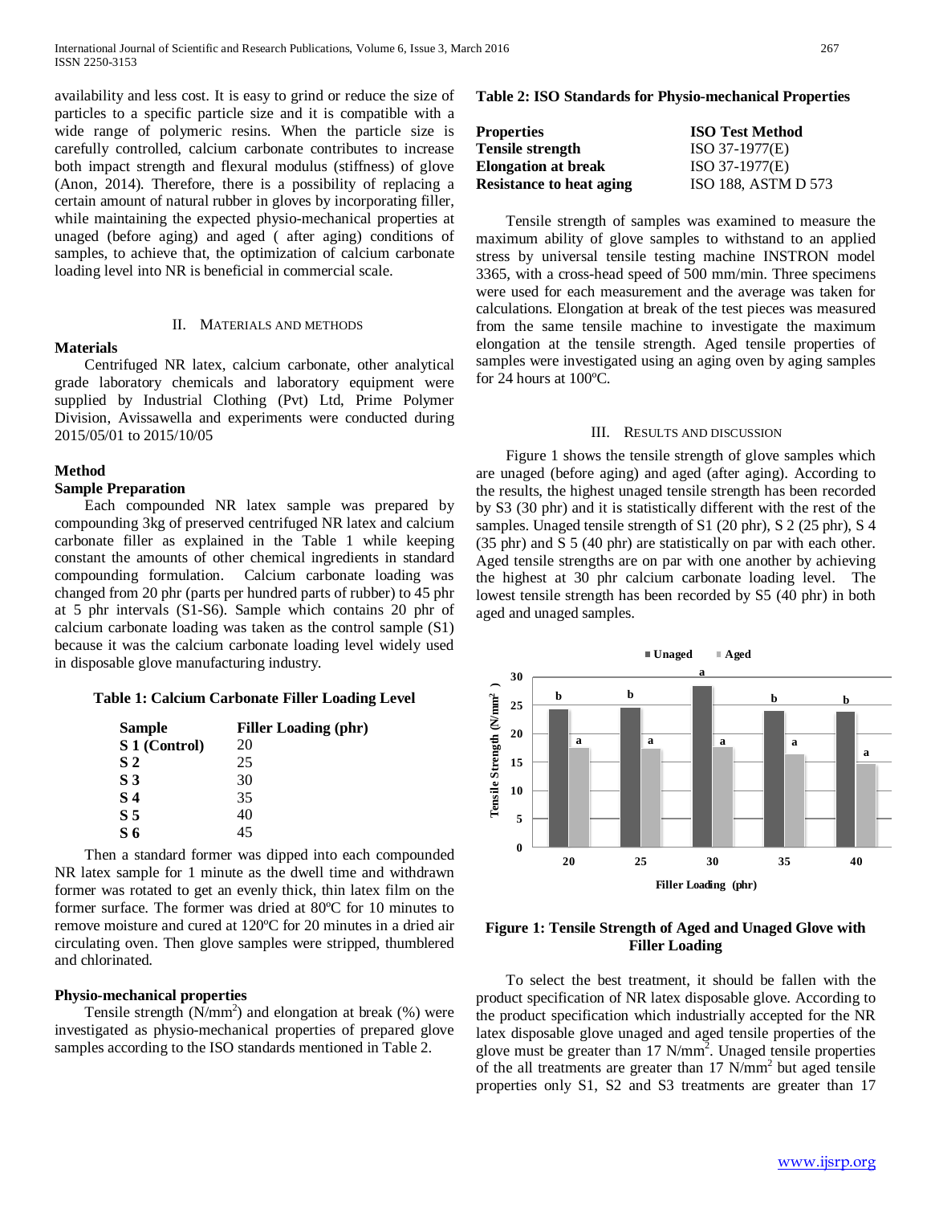availability and less cost. It is easy to grind or reduce the size of particles to a specific particle size and it is compatible with a wide range of polymeric resins. When the particle size is carefully controlled, calcium carbonate contributes to increase both impact strength and flexural modulus (stiffness) of glove (Anon, 2014). Therefore, there is a possibility of replacing a certain amount of natural rubber in gloves by incorporating filler, while maintaining the expected physio-mechanical properties at unaged (before aging) and aged ( after aging) conditions of samples, to achieve that, the optimization of calcium carbonate loading level into NR is beneficial in commercial scale.

## II. Materials and Methods

### Materials

Centrifuged NR latex, calcium carbonate, other analytical grade laboratory chemicals and laboratory equipment were supplied by Industrial Clothing (Pvt) Ltd, Prime Polymer Division, Avissawella and experiments were conducted during 2015/05/01 to 2015/10/05

### Method

#### Sample Preparation

Each compounded NR latex sample was prepared by compounding 3kg of preserved centrifuged NR latex and calcium carbonate filler as explained in the Table 1 while keeping constant the amounts of other chemical ingredients in standard compounding formulation. Calcium carbonate loading was changed from 20 phr (parts per hundred parts of rubber) to 45 phr at 5 phr intervals (S1-S6). Sample which contains 20 phr of calcium carbonate loading was taken as the control sample (S1) because it was the calcium carbonate loading level widely used in disposable glove manufacturing industry.

**Table 1: Calcium Carbonate Filler Loading Level**

| Sample | Filler Loading (phr) |
|---|---|
| S 1 (Control) | 20 |
| S 2 | 25 |
| S 3 | 30 |
| S 4 | 35 |
| S 5 | 40 |
| S 6 | 45 |

Then a standard former was dipped into each compounded NR latex sample for 1 minute as the dwell time and withdrawn former was rotated to get an evenly thick, thin latex film on the former surface. The former was dried at 80ºC for 10 minutes to remove moisture and cured at 120ºC for 20 minutes in a dried air circulating oven. Then glove samples were stripped, thumblered and chlorinated.

#### Physio-mechanical properties

Tensile strength ($N/mm^2$) and elongation at break (%) were investigated as physio-mechanical properties of prepared glove samples according to the ISO standards mentioned in Table 2.

**Table 2: ISO Standards for Physio-mechanical Properties**

| Properties | ISO Test Method |
|---|---|
| Tensile strength | ISO 37-1977(E) |
| Elongation at break | ISO 37-1977(E) |
| Resistance to heat aging | ISO 188, ASTM D 573 |

Tensile strength of samples was examined to measure the maximum ability of glove samples to withstand to an applied stress by universal tensile testing machine INSTRON model 3365, with a cross-head speed of 500 mm/min. Three specimens were used for each measurement and the average was taken for calculations. Elongation at break of the test pieces was measured from the same tensile machine to investigate the maximum elongation at the tensile strength. Aged tensile properties of samples were investigated using an aging oven by aging samples for 24 hours at 100ºC.

## III. Results and Discussion

Figure 1 shows the tensile strength of glove samples which are unaged (before aging) and aged (after aging). According to the results, the highest unaged tensile strength has been recorded by S3 (30 phr) and it is statistically different with the rest of the samples. Unaged tensile strength of S1 (20 phr), S 2 (25 phr), S 4 (35 phr) and S 5 (40 phr) are statistically on par with each other. Aged tensile strengths are on par with one another by achieving the highest at 30 phr calcium carbonate loading level. The lowest tensile strength has been recorded by S5 (40 phr) in both aged and unaged samples.

**Figure 1: Tensile Strength of Aged and Unaged Glove with Filler Loading**

To select the best treatment, it should be fallen with the product specification of NR latex disposable glove. According to the product specification which industrially accepted for the NR latex disposable glove unaged and aged tensile properties of the glove must be greater than 17 $N/mm^2$. Unaged tensile properties of the all treatments are greater than 17 $N/mm^2$ but aged tensile properties only S1, S2 and S3 treatments are greater than 17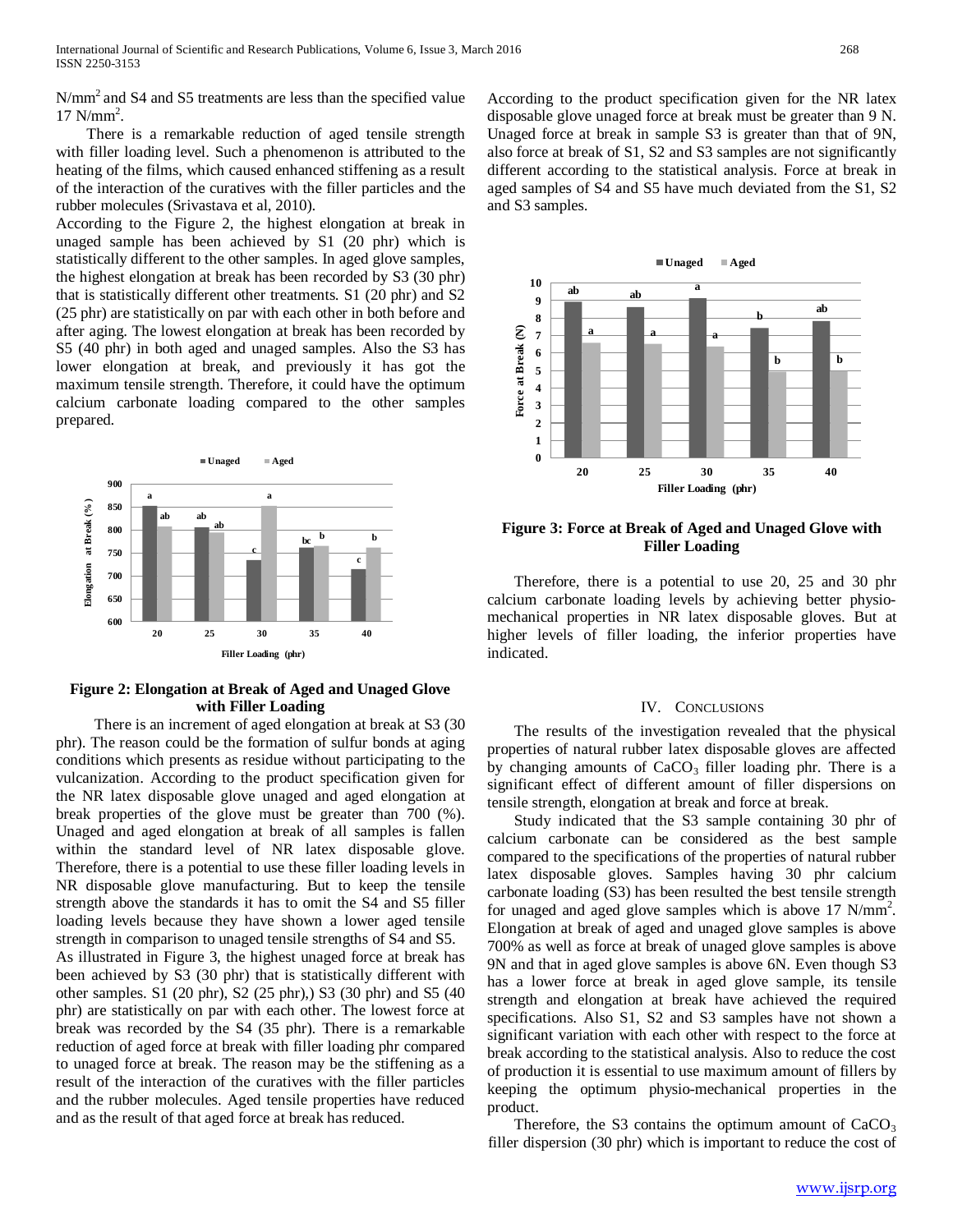N/mm$^2$ and S4 and S5 treatments are less than the specified value 17 N/mm$^2$.

There is a remarkable reduction of aged tensile strength with filler loading level. Such a phenomenon is attributed to the heating of the films, which caused enhanced stiffening as a result of the interaction of the curatives with the filler particles and the rubber molecules (Srivastava et al, 2010).

According to the Figure 2, the highest elongation at break in unaged sample has been achieved by S1 (20 phr) which is statistically different to the other samples. In aged glove samples, the highest elongation at break has been recorded by S3 (30 phr) that is statistically different other treatments. S1 (20 phr) and S2 (25 phr) are statistically on par with each other in both before and after aging. The lowest elongation at break has been recorded by S5 (40 phr) in both aged and unaged samples. Also the S3 has lower elongation at break, and previously it has got the maximum tensile strength. Therefore, it could have the optimum calcium carbonate loading compared to the other samples prepared.

**Figure 2: Elongation at Break of Aged and Unaged Glove with Filler Loading**

There is an increment of aged elongation at break at S3 (30 phr). The reason could be the formation of sulfur bonds at aging conditions which presents as residue without participating to the vulcanization. According to the product specification given for the NR latex disposable glove unaged and aged elongation at break properties of the glove must be greater than 700 (%). Unaged and aged elongation at break of all samples is fallen within the standard level of NR latex disposable glove. Therefore, there is a potential to use these filler loading levels in NR disposable glove manufacturing. But to keep the tensile strength above the standards it has to omit the S4 and S5 filler loading levels because they have shown a lower aged tensile strength in comparison to unaged tensile strengths of S4 and S5.

As illustrated in Figure 3, the highest unaged force at break has been achieved by S3 (30 phr) that is statistically different with other samples. S1 (20 phr), S2 (25 phr),) S3 (30 phr) and S5 (40 phr) are statistically on par with each other. The lowest force at break was recorded by the S4 (35 phr). There is a remarkable reduction of aged force at break with filler loading phr compared to unaged force at break. The reason may be the stiffening as a result of the interaction of the curatives with the filler particles and the rubber molecules. Aged tensile properties have reduced and as the result of that aged force at break has reduced.

According to the product specification given for the NR latex disposable glove unaged force at break must be greater than 9 N. Unaged force at break in sample S3 is greater than that of 9N, also force at break of S1, S2 and S3 samples are not significantly different according to the statistical analysis. Force at break in aged samples of S4 and S5 have much deviated from the S1, S2 and S3 samples.

**Figure 3: Force at Break of Aged and Unaged Glove with Filler Loading**

Therefore, there is a potential to use 20, 25 and 30 phr calcium carbonate loading levels by achieving better physio-mechanical properties in NR latex disposable gloves. But at higher levels of filler loading, the inferior properties have indicated.

## IV. Conclusions

The results of the investigation revealed that the physical properties of natural rubber latex disposable gloves are affected by changing amounts of $CaCO_3$ filler loading phr. There is a significant effect of different amount of filler dispersions on tensile strength, elongation at break and force at break.

Study indicated that the S3 sample containing 30 phr of calcium carbonate can be considered as the best sample compared to the specifications of the properties of natural rubber latex disposable gloves. Samples having 30 phr calcium carbonate loading (S3) has been resulted the best tensile strength for unaged and aged glove samples which is above 17 N/mm$^2$. Elongation at break of aged and unaged glove samples is above 700% as well as force at break of unaged glove samples is above 9N and that in aged glove samples is above 6N. Even though S3 has a lower force at break in aged glove sample, its tensile strength and elongation at break have achieved the required specifications. Also S1, S2 and S3 samples have not shown a significant variation with each other with respect to the force at break according to the statistical analysis. Also to reduce the cost of production it is essential to use maximum amount of fillers by keeping the optimum physio-mechanical properties in the product.

Therefore, the S3 contains the optimum amount of $CaCO_3$ filler dispersion (30 phr) which is important to reduce the cost of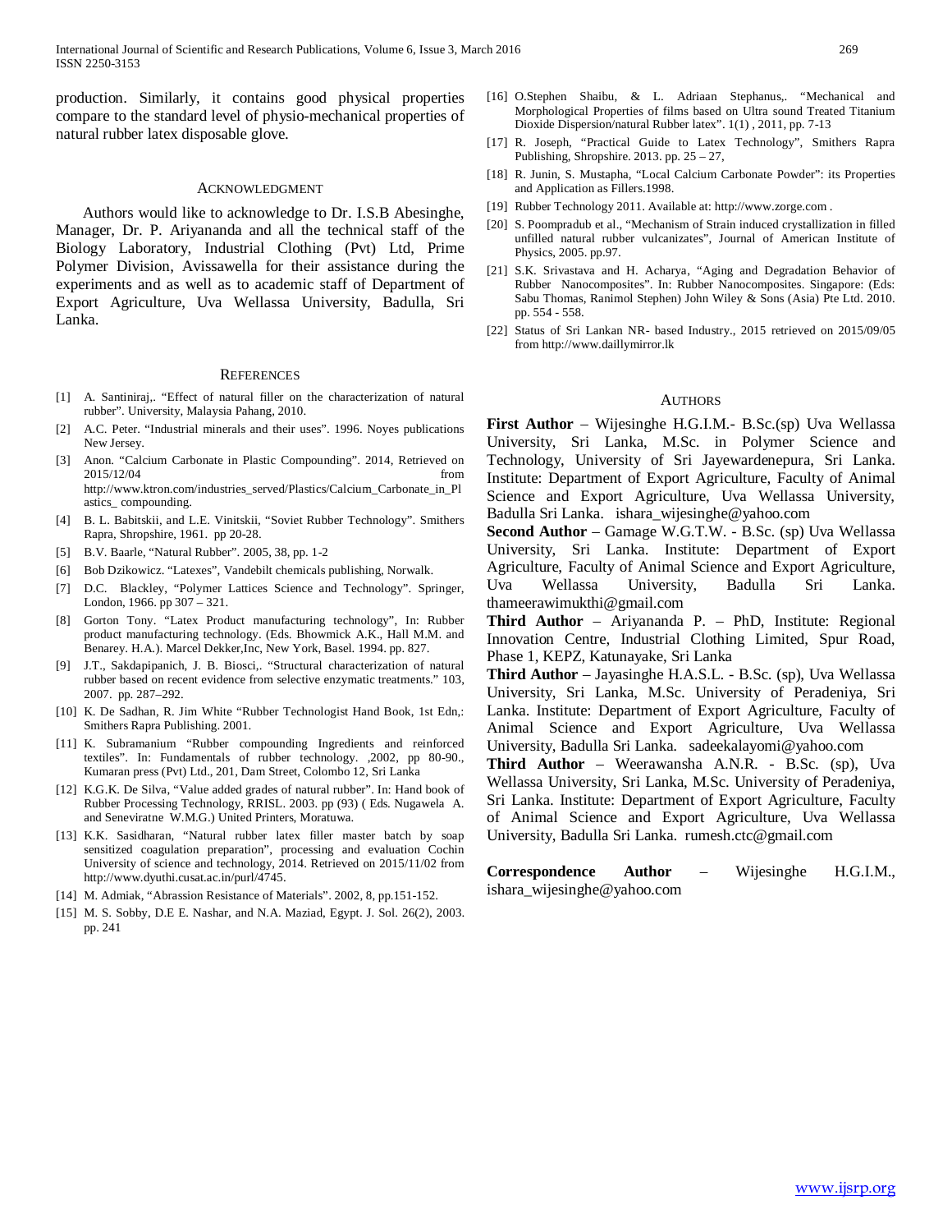production. Similarly, it contains good physical properties compare to the standard level of physio-mechanical properties of natural rubber latex disposable glove.

## ACKNOWLEDGMENT

Authors would like to acknowledge to Dr. I.S.B Abesinghe, Manager, Dr. P. Ariyananda and all the technical staff of the Biology Laboratory, Industrial Clothing (Pvt) Ltd, Prime Polymer Division, Avissawella for their assistance during the experiments and as well as to academic staff of Department of Export Agriculture, Uva Wellassa University, Badulla, Sri Lanka.

## REFERENCES

[1] A. Santiniraj,. "Effect of natural filler on the characterization of natural rubber". University, Malaysia Pahang, 2010.

[2] A.C. Peter. "Industrial minerals and their uses". 1996. Noyes publications New Jersey.

[3] Anon. "Calcium Carbonate in Plastic Compounding". 2014, Retrieved on 2015/12/04 from http://www.ktron.com/industries_served/Plastics/Calcium_Carbonate_in_Plastics_ compounding.

[4] B. L. Babitskii, and L.E. Vinitskii, "Soviet Rubber Technology". Smithers Rapra, Shropshire, 1961. pp 20-28.

[5] B.V. Baarle, "Natural Rubber". 2005, 38, pp. 1-2

[6] Bob Dzikowicz. "Latexes", Vandebilt chemicals publishing, Norwalk.

[7] D.C. Blackley, "Polymer Lattices Science and Technology". Springer, London, 1966. pp 307 – 321.

[8] Gorton Tony. "Latex Product manufacturing technology", In: Rubber product manufacturing technology. (Eds. Bhowmick A.K., Hall M.M. and Benarey. H.A.). Marcel Dekker,Inc, New York, Basel. 1994. pp. 827.

[9] J.T., Sakdapipanich, J. B. Biosci,. "Structural characterization of natural rubber based on recent evidence from selective enzymatic treatments." 103, 2007. pp. 287–292.

[10] K. De Sadhan, R. Jim White "Rubber Technologist Hand Book, 1st Edn,: Smithers Rapra Publishing. 2001.

[11] K. Subramanium "Rubber compounding Ingredients and reinforced textiles". In: Fundamentals of rubber technology. ,2002, pp 80-90., Kumaran press (Pvt) Ltd., 201, Dam Street, Colombo 12, Sri Lanka

[12] K.G.K. De Silva, "Value added grades of natural rubber". In: Hand book of Rubber Processing Technology, RRISL. 2003. pp (93) ( Eds. Nugawela A. and Seneviratne W.M.G.) United Printers, Moratuwa.

[13] K.K. Sasidharan, "Natural rubber latex filler master batch by soap sensitized coagulation preparation", processing and evaluation Cochin University of science and technology, 2014. Retrieved on 2015/11/02 from http://www.dyuthi.cusat.ac.in/purl/4745.

[14] M. Admiak, "Abrassion Resistance of Materials". 2002, 8, pp.151-152.

[15] M. S. Sobby, D.E E. Nashar, and N.A. Maziad, Egypt. J. Sol. 26(2), 2003. pp. 241

[16] O.Stephen Shaibu, & L. Adriaan Stephanus,. "Mechanical and Morphological Properties of films based on Ultra sound Treated Titanium Dioxide Dispersion/natural Rubber latex". 1(1) , 2011, pp. 7-13

[17] R. Joseph, "Practical Guide to Latex Technology", Smithers Rapra Publishing, Shropshire. 2013. pp. 25 – 27,

[18] R. Junin, S. Mustapha, "Local Calcium Carbonate Powder": its Properties and Application as Fillers.1998.

[19] Rubber Technology 2011. Available at: http://www.zorge.com .

[20] S. Poompradub et al., "Mechanism of Strain induced crystallization in filled unfilled natural rubber vulcanizates", Journal of American Institute of Physics, 2005. pp.97.

[21] S.K. Srivastava and H. Acharya, "Aging and Degradation Behavior of Rubber Nanocomposites". In: Rubber Nanocomposites. Singapore: (Eds: Sabu Thomas, Ranimol Stephen) John Wiley & Sons (Asia) Pte Ltd. 2010. pp. 554 - 558.

[22] Status of Sri Lankan NR- based Industry., 2015 retrieved on 2015/09/05 from http://www.daillymirror.lk

## AUTHORS

**First Author** – Wijesinghe H.G.I.M.- B.Sc.(sp) Uva Wellassa University, Sri Lanka, M.Sc. in Polymer Science and Technology, University of Sri Jayewardenepura, Sri Lanka. Institute: Department of Export Agriculture, Faculty of Animal Science and Export Agriculture, Uva Wellassa University, Badulla Sri Lanka. ishara_wijesinghe@yahoo.com

**Second Author** – Gamage W.G.T.W. - B.Sc. (sp) Uva Wellassa University, Sri Lanka. Institute: Department of Export Agriculture, Faculty of Animal Science and Export Agriculture, Uva Wellassa University, Badulla Sri Lanka. thameerawimukthi@gmail.com

**Third Author** – Ariyananda P. – PhD, Institute: Regional Innovation Centre, Industrial Clothing Limited, Spur Road, Phase 1, KEPZ, Katunayake, Sri Lanka

**Third Author** – Jayasinghe H.A.S.L. - B.Sc. (sp), Uva Wellassa University, Sri Lanka, M.Sc. University of Peradeniya, Sri Lanka. Institute: Department of Export Agriculture, Faculty of Animal Science and Export Agriculture, Uva Wellassa University, Badulla Sri Lanka. sadeekalayomi@yahoo.com

**Third Author** – Weerawansha A.N.R. - B.Sc. (sp), Uva Wellassa University, Sri Lanka, M.Sc. University of Peradeniya, Sri Lanka. Institute: Department of Export Agriculture, Faculty of Animal Science and Export Agriculture, Uva Wellassa University, Badulla Sri Lanka. rumesh.ctc@gmail.com

**Correspondence Author** – Wijesinghe H.G.I.M., ishara_wijesinghe@yahoo.com